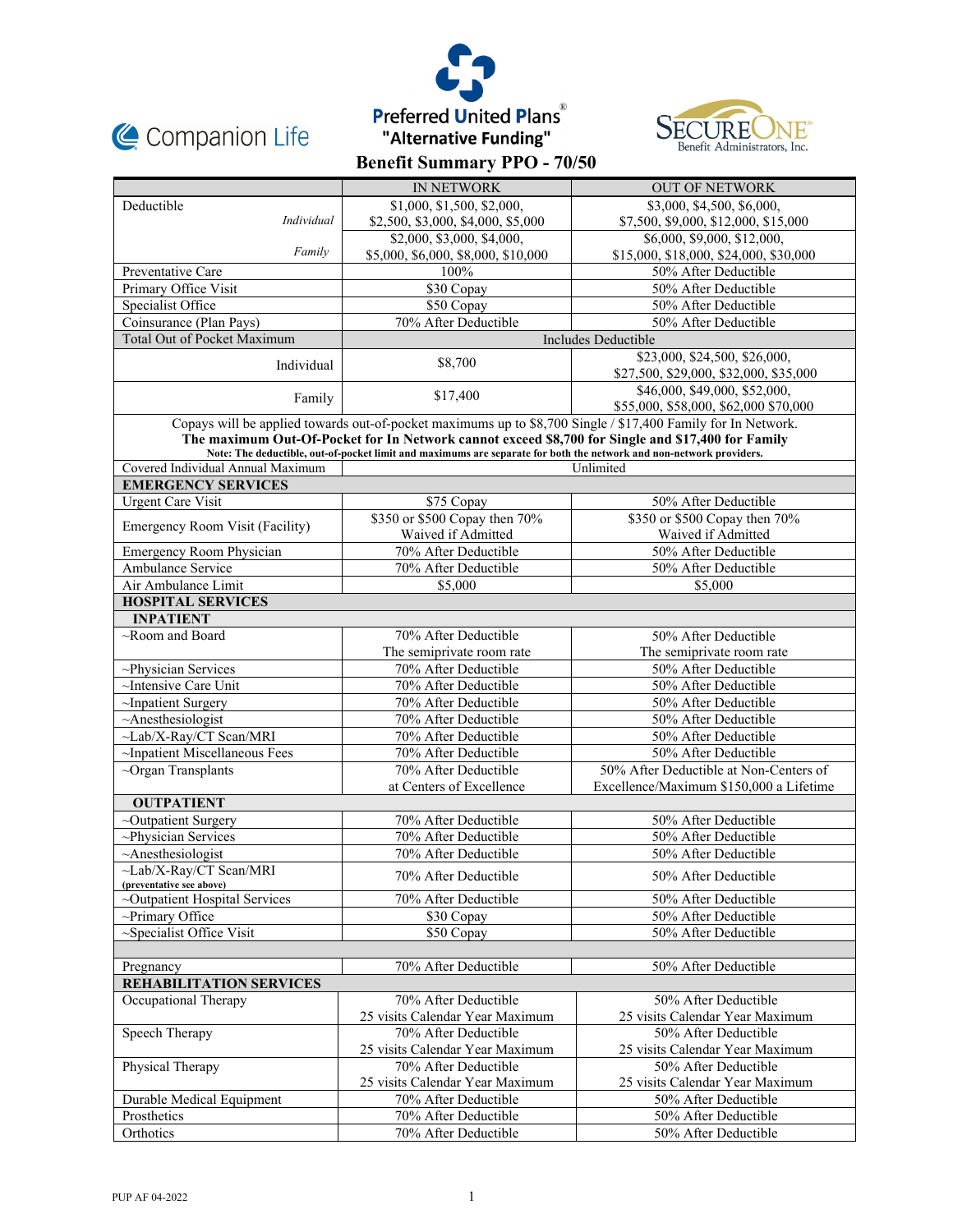Companion Life

Preferred United Plans®
"Alternative Funding"

SecureOne Benefit Administrators, Inc.

# Benefit Summary PPO - 70/50

| | IN NETWORK | OUT OF NETWORK |
|---|---|---|
| Deductible *Individual* | $1,000, $1,500, $2,000, $2,500, $3,000, $4,000, $5,000 | $3,000, $4,500, $6,000, $7,500, $9,000, $12,000, $15,000 |
| *Family* | $2,000, $3,000, $4,000, $5,000, $6,000, $8,000, $10,000 | $6,000, $9,000, $12,000, $15,000, $18,000, $24,000, $30,000 |
| Preventative Care | 100% | 50% After Deductible |
| Primary Office Visit | $30 Copay | 50% After Deductible |
| Specialist Office | $50 Copay | 50% After Deductible |
| Coinsurance (Plan Pays) | 70% After Deductible | 50% After Deductible |
| Total Out of Pocket Maximum | Includes Deductible | |
| Individual | $8,700 | $23,000, $24,500, $26,000, $27,500, $29,000, $32,000, $35,000 |
| Family | $17,400 | $46,000, $49,000, $52,000, $55,000, $58,000, $62,000 $70,000 |
| Copays will be applied towards out-of-pocket maximums up to $8,700 Single / $17,400 Family for In Network. **The maximum Out-Of-Pocket for In Network cannot exceed $8,700 for Single and $17,400 for Family** **Note: The deductible, out-of-pocket limit and maximums are separate for both the network and non-network providers.** | | |
| Covered Individual Annual Maximum | Unlimited | |
| **EMERGENCY SERVICES** | | |
| Urgent Care Visit | $75 Copay | 50% After Deductible |
| Emergency Room Visit (Facility) | $350 or $500 Copay then 70% Waived if Admitted | $350 or $500 Copay then 70% Waived if Admitted |
| Emergency Room Physician | 70% After Deductible | 50% After Deductible |
| Ambulance Service | 70% After Deductible | 50% After Deductible |
| Air Ambulance Limit | $5,000 | $5,000 |
| **HOSPITAL SERVICES** | | |
| **INPATIENT** | | |
| ~Room and Board | 70% After Deductible The semiprivate room rate | 50% After Deductible The semiprivate room rate |
| ~Physician Services | 70% After Deductible | 50% After Deductible |
| ~Intensive Care Unit | 70% After Deductible | 50% After Deductible |
| ~Inpatient Surgery | 70% After Deductible | 50% After Deductible |
| ~Anesthesiologist | 70% After Deductible | 50% After Deductible |
| ~Lab/X-Ray/CT Scan/MRI | 70% After Deductible | 50% After Deductible |
| ~Inpatient Miscellaneous Fees | 70% After Deductible | 50% After Deductible |
| ~Organ Transplants | 70% After Deductible at Centers of Excellence | 50% After Deductible at Non-Centers of Excellence/Maximum $150,000 a Lifetime |
| **OUTPATIENT** | | |
| ~Outpatient Surgery | 70% After Deductible | 50% After Deductible |
| ~Physician Services | 70% After Deductible | 50% After Deductible |
| ~Anesthesiologist | 70% After Deductible | 50% After Deductible |
| ~Lab/X-Ray/CT Scan/MRI (preventative see above) | 70% After Deductible | 50% After Deductible |
| ~Outpatient Hospital Services | 70% After Deductible | 50% After Deductible |
| ~Primary Office | $30 Copay | 50% After Deductible |
| ~Specialist Office Visit | $50 Copay | 50% After Deductible |
| | | |
| Pregnancy | 70% After Deductible | 50% After Deductible |
| **REHABILITATION SERVICES** | | |
| Occupational Therapy | 70% After Deductible 25 visits Calendar Year Maximum | 50% After Deductible 25 visits Calendar Year Maximum |
| Speech Therapy | 70% After Deductible 25 visits Calendar Year Maximum | 50% After Deductible 25 visits Calendar Year Maximum |
| Physical Therapy | 70% After Deductible 25 visits Calendar Year Maximum | 50% After Deductible 25 visits Calendar Year Maximum |
| Durable Medical Equipment | 70% After Deductible | 50% After Deductible |
| Prosthetics | 70% After Deductible | 50% After Deductible |
| Orthotics | 70% After Deductible | 50% After Deductible |

PUP AF 04-2022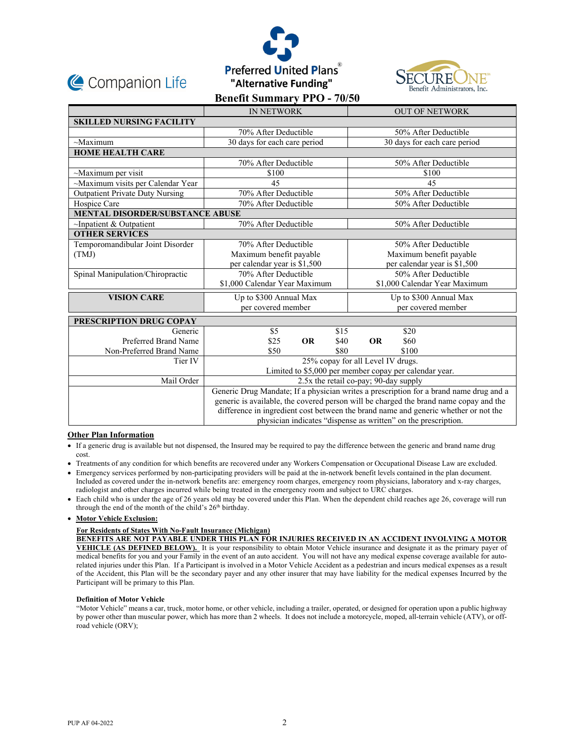Companion Life

Preferred United Plans®
"Alternative Funding"

SECUREONE Benefit Administrators, Inc.

## Benefit Summary PPO - 70/50

| | IN NETWORK | OUT OF NETWORK |
|---|---|---|
| **SKILLED NURSING FACILITY** | | |
| | 70% After Deductible | 50% After Deductible |
| ~Maximum | 30 days for each care period | 30 days for each care period |
| **HOME HEALTH CARE** | | |
| | 70% After Deductible | 50% After Deductible |
| ~Maximum per visit | $100 | $100 |
| ~Maximum visits per Calendar Year | 45 | 45 |
| Outpatient Private Duty Nursing | 70% After Deductible | 50% After Deductible |
| Hospice Care | 70% After Deductible | 50% After Deductible |
| **MENTAL DISORDER/SUBSTANCE ABUSE** | | |
| ~Inpatient & Outpatient | 70% After Deductible | 50% After Deductible |
| **OTHER SERVICES** | | |
| Temporomandibular Joint Disorder (TMJ) | 70% After Deductible Maximum benefit payable per calendar year is $1,500 | 50% After Deductible Maximum benefit payable per calendar year is $1,500 |
| Spinal Manipulation/Chiropractic | 70% After Deductible $1,000 Calendar Year Maximum | 50% After Deductible $1,000 Calendar Year Maximum |
| **VISION CARE** | Up to $300 Annual Max per covered member | Up to $300 Annual Max per covered member |

| **PRESCRIPTION DRUG COPAY** | | | | | |
|---|---|---|---|---|---|
| Generic | $5 | | $15 | | $20 |
| Preferred Brand Name | $25 | **OR** | $40 | **OR** | $60 |
| Non-Preferred Brand Name | $50 | | $80 | | $100 |
| Tier IV | 25% copay for all Level IV drugs. Limited to $5,000 per member copay per calendar year. | | | | |
| Mail Order | 2.5x the retail co-pay; 90-day supply | | | | |
| | Generic Drug Mandate; If a physician writes a prescription for a brand name drug and a generic is available, the covered person will be charged the brand name copay and the difference in ingredient cost between the brand name and generic whether or not the physician indicates "dispense as written" on the prescription. | | | | |

### Other Plan Information

- If a generic drug is available but not dispensed, the Insured may be required to pay the difference between the generic and brand name drug cost.
- Treatments of any condition for which benefits are recovered under any Workers Compensation or Occupational Disease Law are excluded.
- Emergency services performed by non-participating providers will be paid at the in-network benefit levels contained in the plan document. Included as covered under the in-network benefits are: emergency room charges, emergency room physicians, laboratory and x-ray charges, radiologist and other charges incurred while being treated in the emergency room and subject to URC charges.
- Each child who is under the age of 26 years old may be covered under this Plan. When the dependent child reaches age 26, coverage will run through the end of the month of the child's 26th birthday.
- **Motor Vehicle Exclusion:**

**For Residents of States With No-Fault Insurance (Michigan)**

**BENEFITS ARE NOT PAYABLE UNDER THIS PLAN FOR INJURIES RECEIVED IN AN ACCIDENT INVOLVING A MOTOR VEHICLE (AS DEFINED BELOW).** It is your responsibility to obtain Motor Vehicle insurance and designate it as the primary payer of medical benefits for you and your Family in the event of an auto accident. You will not have any medical expense coverage available for auto-related injuries under this Plan. If a Participant is involved in a Motor Vehicle Accident as a pedestrian and incurs medical expenses as a result of the Accident, this Plan will be the secondary payer and any other insurer that may have liability for the medical expenses Incurred by the Participant will be primary to this Plan.

**Definition of Motor Vehicle**

"Motor Vehicle" means a car, truck, motor home, or other vehicle, including a trailer, operated, or designed for operation upon a public highway by power other than muscular power, which has more than 2 wheels. It does not include a motorcycle, moped, all-terrain vehicle (ATV), or off-road vehicle (ORV);

PUP AF 04-2022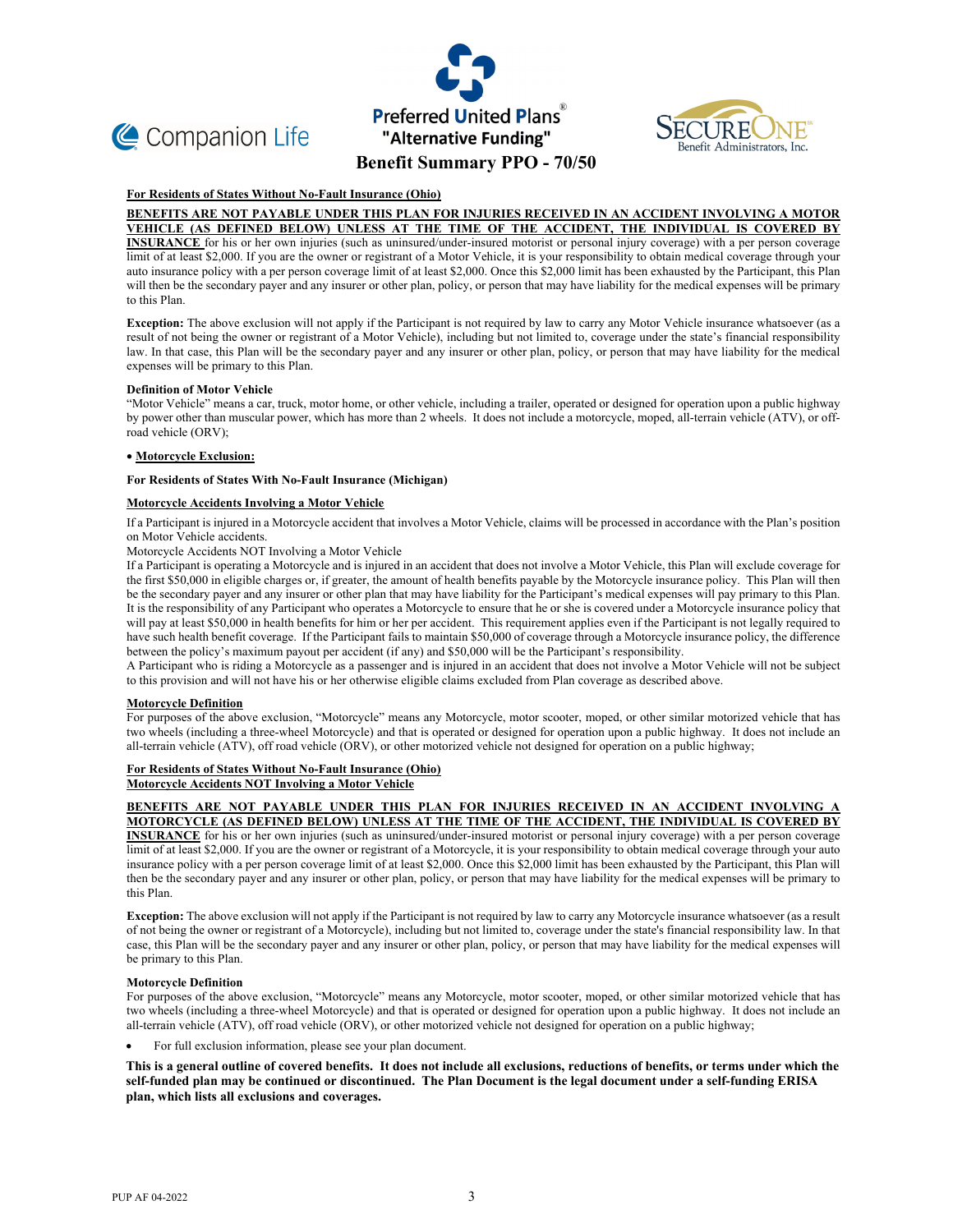Companion Life

Preferred United Plans®
"Alternative Funding"

SecureOne Benefit Administrators, Inc.

# Benefit Summary PPO - 70/50

**For Residents of States Without No-Fault Insurance (Ohio)**

**BENEFITS ARE NOT PAYABLE UNDER THIS PLAN FOR INJURIES RECEIVED IN AN ACCIDENT INVOLVING A MOTOR VEHICLE (AS DEFINED BELOW) UNLESS AT THE TIME OF THE ACCIDENT, THE INDIVIDUAL IS COVERED BY INSURANCE** for his or her own injuries (such as uninsured/under-insured motorist or personal injury coverage) with a per person coverage limit of at least $2,000. If you are the owner or registrant of a Motor Vehicle, it is your responsibility to obtain medical coverage through your auto insurance policy with a per person coverage limit of at least $2,000. Once this $2,000 limit has been exhausted by the Participant, this Plan will then be the secondary payer and any insurer or other plan, policy, or person that may have liability for the medical expenses will be primary to this Plan.

**Exception:** The above exclusion will not apply if the Participant is not required by law to carry any Motor Vehicle insurance whatsoever (as a result of not being the owner or registrant of a Motor Vehicle), including but not limited to, coverage under the state's financial responsibility law. In that case, this Plan will be the secondary payer and any insurer or other plan, policy, or person that may have liability for the medical expenses will be primary to this Plan.

**Definition of Motor Vehicle**

"Motor Vehicle" means a car, truck, motor home, or other vehicle, including a trailer, operated or designed for operation upon a public highway by power other than muscular power, which has more than 2 wheels. It does not include a motorcycle, moped, all-terrain vehicle (ATV), or off-road vehicle (ORV);

- **Motorcycle Exclusion:**

**For Residents of States With No-Fault Insurance (Michigan)**

**Motorcycle Accidents Involving a Motor Vehicle**

If a Participant is injured in a Motorcycle accident that involves a Motor Vehicle, claims will be processed in accordance with the Plan's position on Motor Vehicle accidents.

Motorcycle Accidents NOT Involving a Motor Vehicle

If a Participant is operating a Motorcycle and is injured in an accident that does not involve a Motor Vehicle, this Plan will exclude coverage for the first $50,000 in eligible charges or, if greater, the amount of health benefits payable by the Motorcycle insurance policy. This Plan will then be the secondary payer and any insurer or other plan that may have liability for the Participant's medical expenses will pay primary to this Plan. It is the responsibility of any Participant who operates a Motorcycle to ensure that he or she is covered under a Motorcycle insurance policy that will pay at least $50,000 in health benefits for him or her per accident. This requirement applies even if the Participant is not legally required to have such health benefit coverage. If the Participant fails to maintain $50,000 of coverage through a Motorcycle insurance policy, the difference between the policy's maximum payout per accident (if any) and $50,000 will be the Participant's responsibility.

A Participant who is riding a Motorcycle as a passenger and is injured in an accident that does not involve a Motor Vehicle will not be subject to this provision and will not have his or her otherwise eligible claims excluded from Plan coverage as described above.

**Motorcycle Definition**

For purposes of the above exclusion, "Motorcycle" means any Motorcycle, motor scooter, moped, or other similar motorized vehicle that has two wheels (including a three-wheel Motorcycle) and that is operated or designed for operation upon a public highway. It does not include an all-terrain vehicle (ATV), off road vehicle (ORV), or other motorized vehicle not designed for operation on a public highway;

**For Residents of States Without No-Fault Insurance (Ohio)**
**Motorcycle Accidents NOT Involving a Motor Vehicle**

**BENEFITS ARE NOT PAYABLE UNDER THIS PLAN FOR INJURIES RECEIVED IN AN ACCIDENT INVOLVING A MOTORCYCLE (AS DEFINED BELOW) UNLESS AT THE TIME OF THE ACCIDENT, THE INDIVIDUAL IS COVERED BY INSURANCE** for his or her own injuries (such as uninsured/under-insured motorist or personal injury coverage) with a per person coverage limit of at least $2,000. If you are the owner or registrant of a Motorcycle, it is your responsibility to obtain medical coverage through your auto insurance policy with a per person coverage limit of at least $2,000. Once this $2,000 limit has been exhausted by the Participant, this Plan will then be the secondary payer and any insurer or other plan, policy, or person that may have liability for the medical expenses will be primary to this Plan.

**Exception:** The above exclusion will not apply if the Participant is not required by law to carry any Motorcycle insurance whatsoever (as a result of not being the owner or registrant of a Motorcycle), including but not limited to, coverage under the state's financial responsibility law. In that case, this Plan will be the secondary payer and any insurer or other plan, policy, or person that may have liability for the medical expenses will be primary to this Plan.

**Motorcycle Definition**

For purposes of the above exclusion, "Motorcycle" means any Motorcycle, motor scooter, moped, or other similar motorized vehicle that has two wheels (including a three-wheel Motorcycle) and that is operated or designed for operation upon a public highway. It does not include an all-terrain vehicle (ATV), off road vehicle (ORV), or other motorized vehicle not designed for operation on a public highway;

- For full exclusion information, please see your plan document.

**This is a general outline of covered benefits. It does not include all exclusions, reductions of benefits, or terms under which the self-funded plan may be continued or discontinued. The Plan Document is the legal document under a self-funding ERISA plan, which lists all exclusions and coverages.**

PUP AF 04-2022